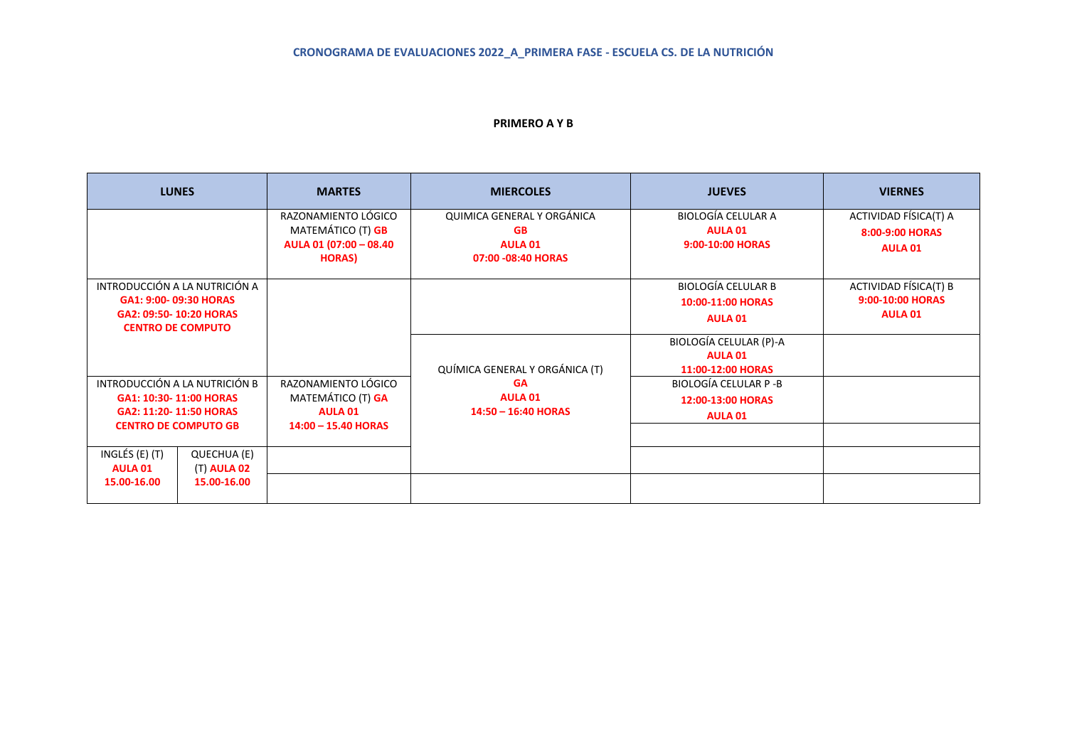**CRONOGRAMA DE EVALUACIONES 2022_A_PRIMERA FASE - ESCUELA CS. DE LA NUTRICIÓN**

**PRIMERO A Y B**

| LUNES | | MARTES | MIERCOLES | JUEVES | VIERNES |
|---|---|---|---|---|---|
| | | RAZONAMIENTO LÓGICO MATEMÁTICO (T) **GB** **AULA 01 (07:00 – 08.40 HORAS)** | QUIMICA GENERAL Y ORGÁNICA **GB** **AULA 01** **07:00 -08:40 HORAS** | BIOLOGÍA CELULAR A **AULA 01** **9:00-10:00 HORAS** | ACTIVIDAD FÍSICA(T) A **8:00-9:00 HORAS** **AULA 01** |
| INTRODUCCIÓN A LA NUTRICIÓN A **GA1: 9:00- 09:30 HORAS** **GA2: 09:50- 10:20 HORAS** **CENTRO DE COMPUTO** | | | | BIOLOGÍA CELULAR B **10:00-11:00 HORAS** **AULA 01** | ACTIVIDAD FÍSICA(T) B **9:00-10:00 HORAS** **AULA 01** |
| | | | QUÍMICA GENERAL Y ORGÁNICA (T) **GA** **AULA 01** **14:50 – 16:40 HORAS** | BIOLOGÍA CELULAR (P)-A **AULA 01** **11:00-12:00 HORAS** | |
| INTRODUCCIÓN A LA NUTRICIÓN B **GA1: 10:30- 11:00 HORAS** **GA2: 11:20- 11:50 HORAS** **CENTRO DE COMPUTO GB** | | RAZONAMIENTO LÓGICO MATEMÁTICO (T) **GA** **AULA 01** **14:00 – 15.40 HORAS** | | BIOLOGÍA CELULAR P -B **12:00-13:00 HORAS** **AULA 01** | |
| INGLÉS (E) (T) **AULA 01** **15.00-16.00** | QUECHUA (E) (T) **AULA 02** **15.00-16.00** | | | | |
| | | | | | |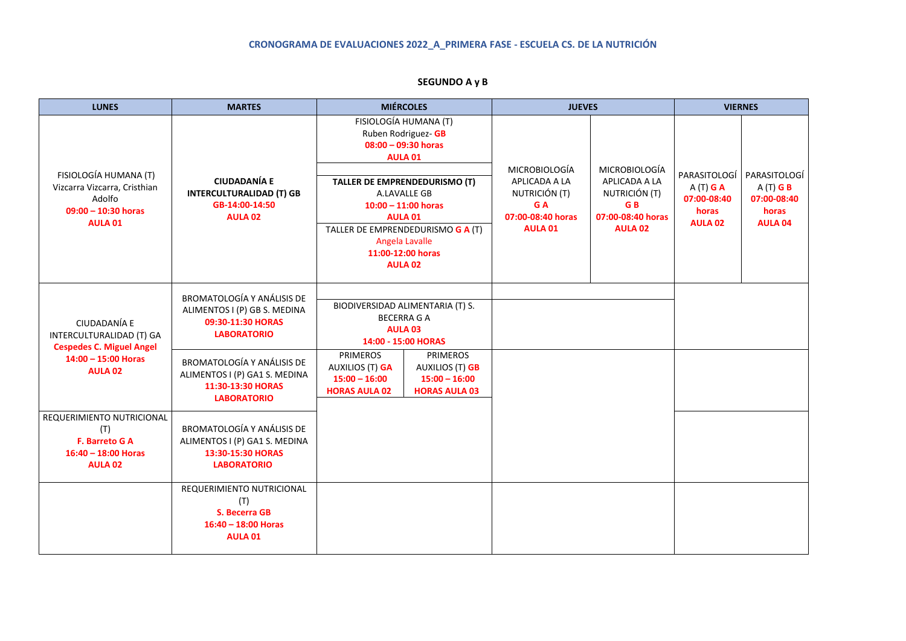# CRONOGRAMA DE EVALUACIONES 2022_A_PRIMERA FASE - ESCUELA CS. DE LA NUTRICIÓN

## SEGUNDO A y B

| LUNES | MARTES | MIÉRCOLES | | JUEVES | | VIERNES | |
|---|---|---|---|---|---|---|---|
| FISIOLOGÍA HUMANA (T) Vizcarra Vizcarra, Cristhian Adolfo **09:00 – 10:30 horas** **AULA 01** | **CIUDADANÍA E INTERCULTURALIDAD (T) GB** **GB-14:00-14:50** **AULA 02** | FISIOLOGÍA HUMANA (T) Ruben Rodriguez- **GB** **08:00 – 09:30 horas** **AULA 01**<br><br>**TALLER DE EMPRENDEDURISMO (T)** A.LAVALLE GB **10:00 – 11:00 horas** **AULA 01**<br><br>TALLER DE EMPRENDEDURISMO **G A** (T) Angela Lavalle **11:00-12:00 horas** **AULA 02** | | MICROBIOLOGÍA APLICADA A LA NUTRICIÓN (T) **G A** **07:00-08:40 horas** **AULA 01** | MICROBIOLOGÍA APLICADA A LA NUTRICIÓN (T) **G B** **07:00-08:40 horas** **AULA 02** | PARASITOLOGÍA (T) **G A** **07:00-08:40 horas** **AULA 02** | PARASITOLOGÍA (T) **G B** **07:00-08:40 horas** **AULA 04** |
| CIUDADANÍA E INTERCULTURALIDAD (T) GA **Cespedes C. Miguel Angel** **14:00 – 15:00 Horas** **AULA 02** | BROMATOLOGÍA Y ANÁLISIS DE ALIMENTOS I (P) GB S. MEDINA **09:30-11:30 HORAS** **LABORATORIO** | BIODIVERSIDAD ALIMENTARIA (T) S. BECERRA G A **AULA 03** **14:00 - 15:00 HORAS** | | | | | |
| | BROMATOLOGÍA Y ANÁLISIS DE ALIMENTOS I (P) GA1 S. MEDINA **11:30-13:30 HORAS** **LABORATORIO** | PRIMEROS AUXILIOS (T) **GA** **15:00 – 16:00 HORAS AULA 02** | PRIMEROS AUXILIOS (T) **GB** **15:00 – 16:00 HORAS AULA 03** | | | | |
| REQUERIMIENTO NUTRICIONAL (T) **F. Barreto G A** **16:40 – 18:00 Horas** **AULA 02** | BROMATOLOGÍA Y ANÁLISIS DE ALIMENTOS I (P) GA1 S. MEDINA **13:30-15:30 HORAS** **LABORATORIO** | | | | | | |
| | REQUERIMIENTO NUTRICIONAL (T) **S. Becerra GB** **16:40 – 18:00 Horas** **AULA 01** | | | | | | |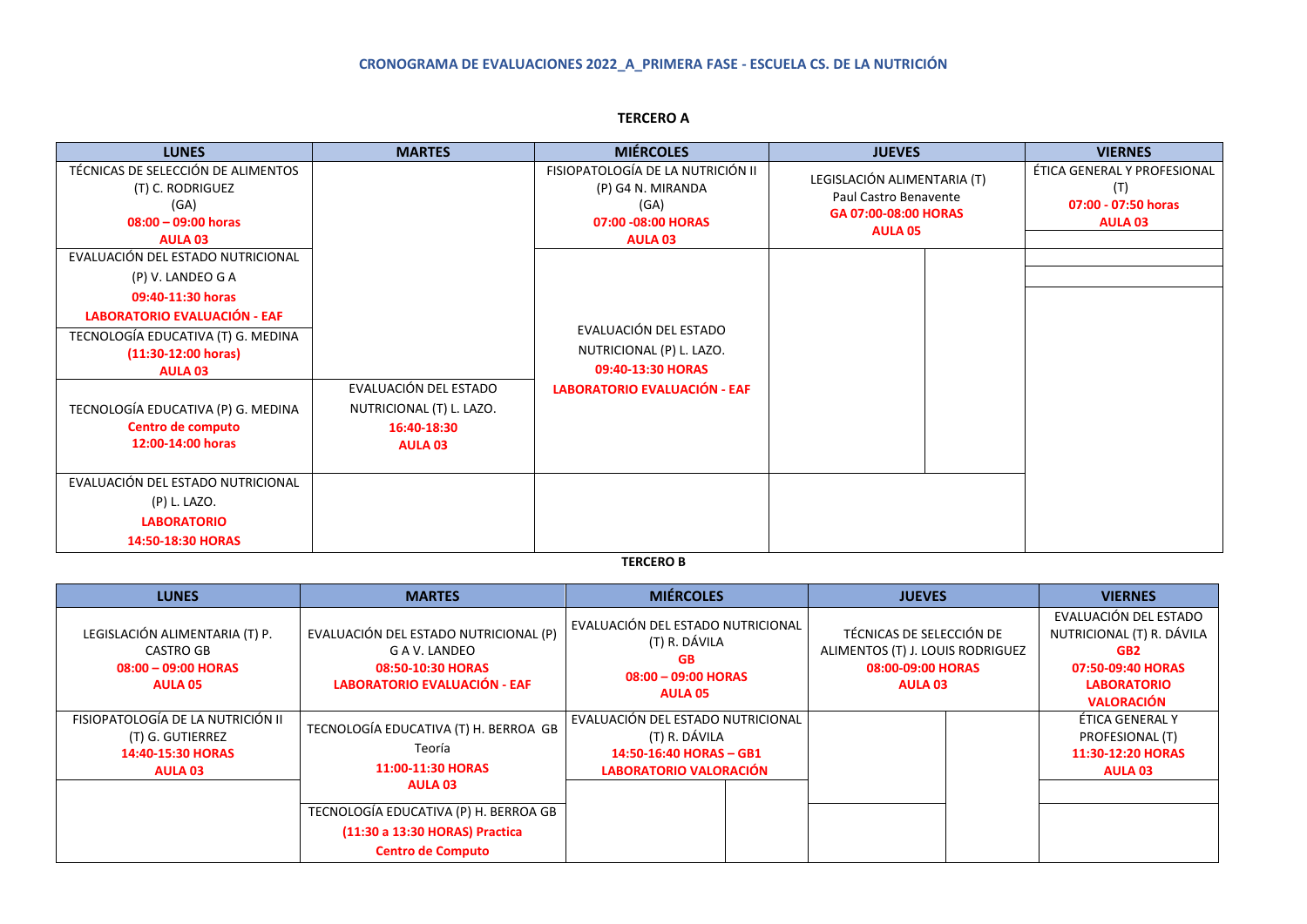**CRONOGRAMA DE EVALUACIONES 2022_A_PRIMERA FASE - ESCUELA CS. DE LA NUTRICIÓN**

**TERCERO A**

| LUNES | MARTES | MIÉRCOLES | JUEVES | VIERNES |
|---|---|---|---|---|
| TÉCNICAS DE SELECCIÓN DE ALIMENTOS (T) C. RODRIGUEZ (GA) **08:00 – 09:00 horas** **AULA 03** | | FISIOPATOLOGÍA DE LA NUTRICIÓN II (P) G4 N. MIRANDA (GA) **07:00 -08:00 HORAS** **AULA 03** | LEGISLACIÓN ALIMENTARIA (T) Paul Castro Benavente **GA 07:00-08:00 HORAS** **AULA 05** | ÉTICA GENERAL Y PROFESIONAL (T) **07:00 - 07:50 horas** **AULA 03** |
| EVALUACIÓN DEL ESTADO NUTRICIONAL (P) V. LANDEO G A **09:40-11:30 horas** **LABORATORIO EVALUACIÓN - EAF** | | EVALUACIÓN DEL ESTADO NUTRICIONAL (P) L. LAZO. **09:40-13:30 HORAS** **LABORATORIO EVALUACIÓN - EAF** | | |
| TECNOLOGÍA EDUCATIVA (T) G. MEDINA **(11:30-12:00 horas)** **AULA 03** | | | | |
| TECNOLOGÍA EDUCATIVA (P) G. MEDINA **Centro de computo** **12:00-14:00 horas** | EVALUACIÓN DEL ESTADO NUTRICIONAL (T) L. LAZO. **16:40-18:30** **AULA 03** | | | |
| EVALUACIÓN DEL ESTADO NUTRICIONAL (P) L. LAZO. **LABORATORIO** **14:50-18:30 HORAS** | | | | |

**TERCERO B**

| LUNES | MARTES | MIÉRCOLES | JUEVES | VIERNES |
|---|---|---|---|---|
| LEGISLACIÓN ALIMENTARIA (T) P. CASTRO GB **08:00 – 09:00 HORAS** **AULA 05** | EVALUACIÓN DEL ESTADO NUTRICIONAL (P) G A V. LANDEO **08:50-10:30 HORAS** **LABORATORIO EVALUACIÓN - EAF** | EVALUACIÓN DEL ESTADO NUTRICIONAL (T) R. DÁVILA **GB** **08:00 – 09:00 HORAS** **AULA 05** | TÉCNICAS DE SELECCIÓN DE ALIMENTOS (T) J. LOUIS RODRIGUEZ **08:00-09:00 HORAS** **AULA 03** | EVALUACIÓN DEL ESTADO NUTRICIONAL (T) R. DÁVILA **GB2** **07:50-09:40 HORAS** **LABORATORIO VALORACIÓN** |
| FISIOPATOLOGÍA DE LA NUTRICIÓN II (T) G. GUTIERREZ **14:40-15:30 HORAS** **AULA 03** | TECNOLOGÍA EDUCATIVA (T) H. BERROA GB Teoría **11:00-11:30 HORAS** **AULA 03** | EVALUACIÓN DEL ESTADO NUTRICIONAL (T) R. DÁVILA **14:50-16:40 HORAS – GB1** **LABORATORIO VALORACIÓN** | | ÉTICA GENERAL Y PROFESIONAL (T) **11:30-12:20 HORAS** **AULA 03** |
| | TECNOLOGÍA EDUCATIVA (P) H. BERROA GB **(11:30 a 13:30 HORAS) Practica** **Centro de Computo** | | | |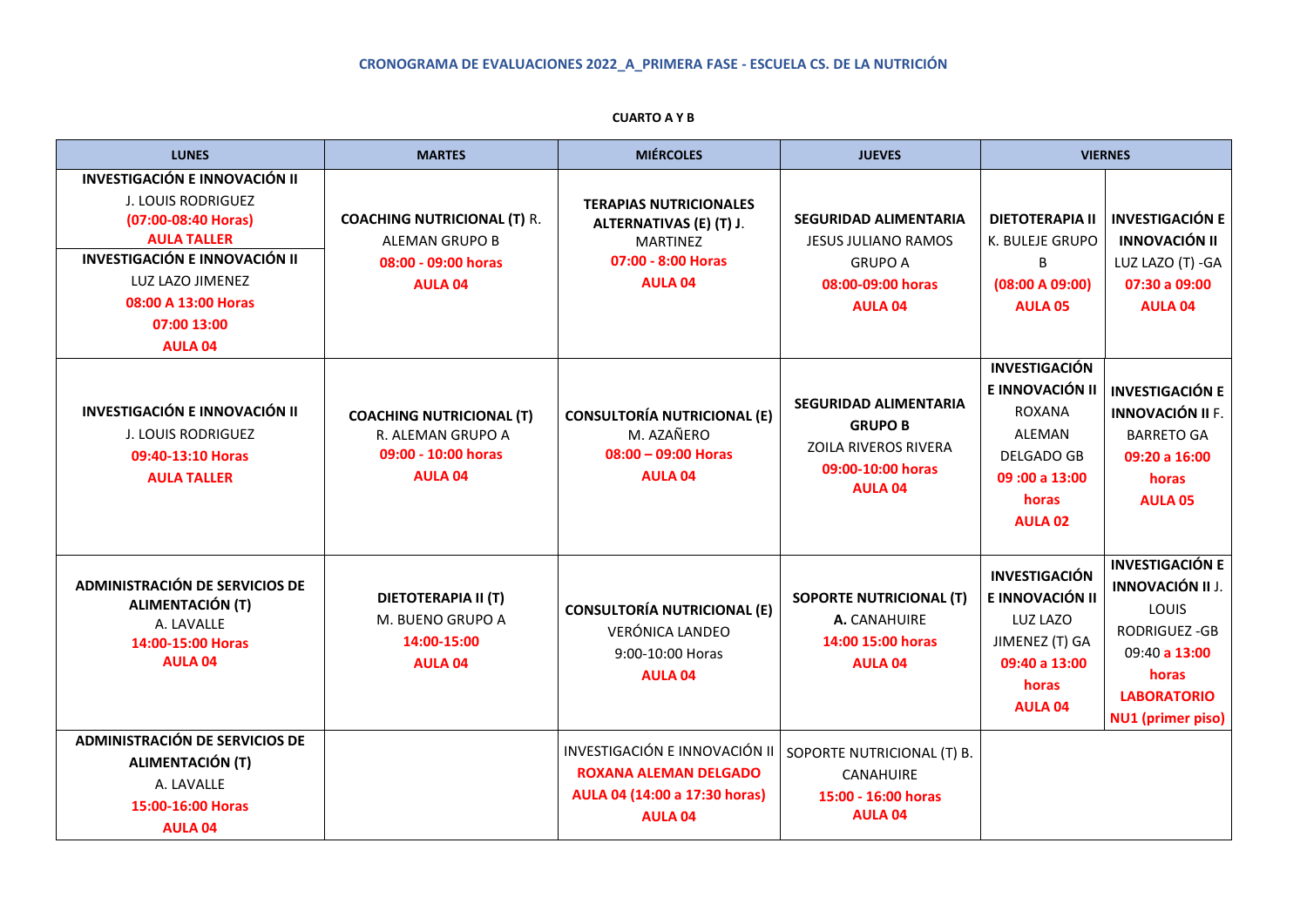**CRONOGRAMA DE EVALUACIONES 2022_A_PRIMERA FASE - ESCUELA CS. DE LA NUTRICIÓN**

**CUARTO A Y B**

| LUNES | MARTES | MIÉRCOLES | JUEVES | VIERNES | |
|---|---|---|---|---|---|
| **INVESTIGACIÓN E INNOVACIÓN II** J. LOUIS RODRIGUEZ **(07:00-08:40 Horas)** **AULA TALLER** **INVESTIGACIÓN E INNOVACIÓN II** LUZ LAZO JIMENEZ **08:00 A 13:00 Horas** **07:00 13:00** **AULA 04** | **COACHING NUTRICIONAL (T)** R. ALEMAN GRUPO B **08:00 - 09:00 horas** **AULA 04** | **TERAPIAS NUTRICIONALES ALTERNATIVAS (E) (T)** J. MARTINEZ **07:00 - 8:00 Horas** **AULA 04** | **SEGURIDAD ALIMENTARIA** JESUS JULIANO RAMOS GRUPO A **08:00-09:00 horas** **AULA 04** | **DIETOTERAPIA II** K. BULEJE GRUPO B **(08:00 A 09:00)** **AULA 05** | **INVESTIGACIÓN E INNOVACIÓN II** LUZ LAZO (T) -GA **07:30 a 09:00** **AULA 04** |
| **INVESTIGACIÓN E INNOVACIÓN II** J. LOUIS RODRIGUEZ **09:40-13:10 Horas** **AULA TALLER** | **COACHING NUTRICIONAL (T)** R. ALEMAN GRUPO A **09:00 - 10:00 horas** **AULA 04** | **CONSULTORÍA NUTRICIONAL (E)** M. AZAÑERO **08:00 – 09:00 Horas** **AULA 04** | **SEGURIDAD ALIMENTARIA GRUPO B** ZOILA RIVEROS RIVERA **09:00-10:00 horas** **AULA 04** | **INVESTIGACIÓN E INNOVACIÓN II** ROXANA ALEMAN DELGADO GB **09 :00 a 13:00 horas** **AULA 02** | **INVESTIGACIÓN E INNOVACIÓN II** F. BARRETO GA **09:20 a 16:00 horas** **AULA 05** |
| **ADMINISTRACIÓN DE SERVICIOS DE ALIMENTACIÓN (T)** A. LAVALLE **14:00-15:00 Horas** **AULA 04** | **DIETOTERAPIA II (T)** M. BUENO GRUPO A **14:00-15:00** **AULA 04** | **CONSULTORÍA NUTRICIONAL (E)** VERÓNICA LANDEO 9:00-10:00 Horas **AULA 04** | **SOPORTE NUTRICIONAL (T)** **A.** CANAHUIRE **14:00 15:00 horas** **AULA 04** | **INVESTIGACIÓN E INNOVACIÓN II** LUZ LAZO JIMENEZ (T) GA **09:40 a 13:00 horas** **AULA 04** | **INVESTIGACIÓN E INNOVACIÓN II** J. LOUIS RODRIGUEZ -GB 09:40 **a 13:00 horas** **LABORATORIO NU1 (primer piso)** |
| **ADMINISTRACIÓN DE SERVICIOS DE ALIMENTACIÓN (T)** A. LAVALLE **15:00-16:00 Horas** **AULA 04** | | INVESTIGACIÓN E INNOVACIÓN II **ROXANA ALEMAN DELGADO** **AULA 04 (14:00 a 17:30 horas)** **AULA 04** | SOPORTE NUTRICIONAL (T) B. CANAHUIRE **15:00 - 16:00 horas** **AULA 04** | | |